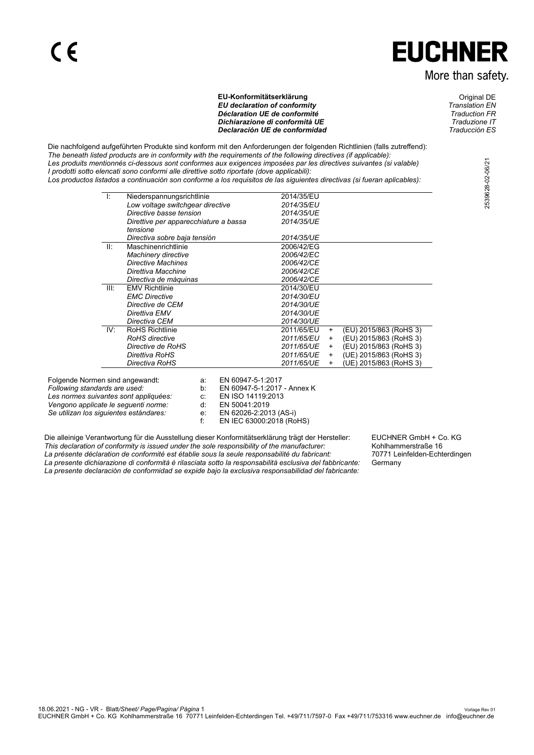CE

**EUCHNER**

More than safety.

**EU-Konformitätserklärung**
***EU declaration of conformity***
***Déclaration UE de conformité***
***Dichiarazione di conformità UE***
***Declaración UE de conformidad***

Original DE
*Translation EN*
*Traduction FR*
*Traduzione IT*
*Traducción ES*

2539628-02-06/21

Die nachfolgend aufgeführten Produkte sind konform mit den Anforderungen der folgenden Richtlinien (falls zutreffend):
*The beneath listed products are in conformity with the requirements of the following directives (if applicable):*
*Les produits mentionnés ci-dessous sont conformes aux exigences imposées par les directives suivantes (si valable)*
*I prodotti sotto elencati sono conformi alle direttive sotto riportate (dove applicabili):*
*Los productos listados a continuación son conforme a los requisitos de las siguientes directivas (si fueran aplicables):*

| | | | | |
|---|---|---|---|---|
| I: | Niederspannungsrichtlinie | 2014/35/EU | | |
| | *Low voltage switchgear directive* | *2014/35/EU* | | |
| | *Directive basse tension* | *2014/35/UE* | | |
| | *Direttive per apparecchiature a bassa tensione* | *2014/35/UE* | | |
| | *Directiva sobre baja tensión* | *2014/35/UE* | | |
| II: | Maschinenrichtlinie | 2006/42/EG | | |
| | *Machinery directive* | *2006/42/EC* | | |
| | *Directive Machines* | *2006/42/CE* | | |
| | *Direttiva Macchine* | *2006/42/CE* | | |
| | *Directiva de máquinas* | *2006/42/CE* | | |
| III: | EMV Richtlinie | 2014/30/EU | | |
| | *EMC Directive* | *2014/30/EU* | | |
| | *Directive de CEM* | *2014/30/UE* | | |
| | *Direttiva EMV* | *2014/30/UE* | | |
| | *Directiva CEM* | *2014/30/UE* | | |
| IV: | RoHS Richtlinie | 2011/65/EU | + | (EU) 2015/863 (RoHS 3) |
| | *RoHS directive* | *2011/65/EU* | + | (EU) 2015/863 (RoHS 3) |
| | *Directive de RoHS* | *2011/65/UE* | + | (EU) 2015/863 (RoHS 3) |
| | *Direttiva RoHS* | *2011/65/UE* | + | (UE) 2015/863 (RoHS 3) |
| | *Directiva RoHS* | *2011/65/UE* | + | (UE) 2015/863 (RoHS 3) |

Folgende Normen sind angewandt:
*Following standards are used:*
*Les normes suivantes sont appliquées:*
*Vengono applicate le seguenti norme:*
*Se utilizan los siguientes estándares:*

a: EN 60947-5-1:2017
b: EN 60947-5-1:2017 - Annex K
c: EN ISO 14119:2013
d: EN 50041:2019
e: EN 62026-2:2013 (AS-i)
f: EN IEC 63000:2018 (RoHS)

Die alleinige Verantwortung für die Ausstellung dieser Konformitätserklärung trägt der Hersteller:
*This declaration of conformity is issued under the sole responsibility of the manufacturer:*
*La présente déclaration de conformité est établie sous la seule responsabilité du fabricant:*
*La presente dichiarazione di conformità è rilasciata sotto la responsabilità esclusiva del fabbricante:*
*La presente declaración de conformidad se expide bajo la exclusiva responsabilidad del fabricante:*

EUCHNER GmbH + Co. KG
Kohlhammerstraße 16
70771 Leinfelden-Echterdingen
Germany

18.06.2021 - NG - VR - Blatt/*Sheet/ Page/Pagina/ Página* 1

Vorlage Rev 01

EUCHNER GmbH + Co. KG Kohlhammerstraße 16 70771 Leinfelden-Echterdingen Tel. +49/711/7597-0 Fax +49/711/753316 www.euchner.de info@euchner.de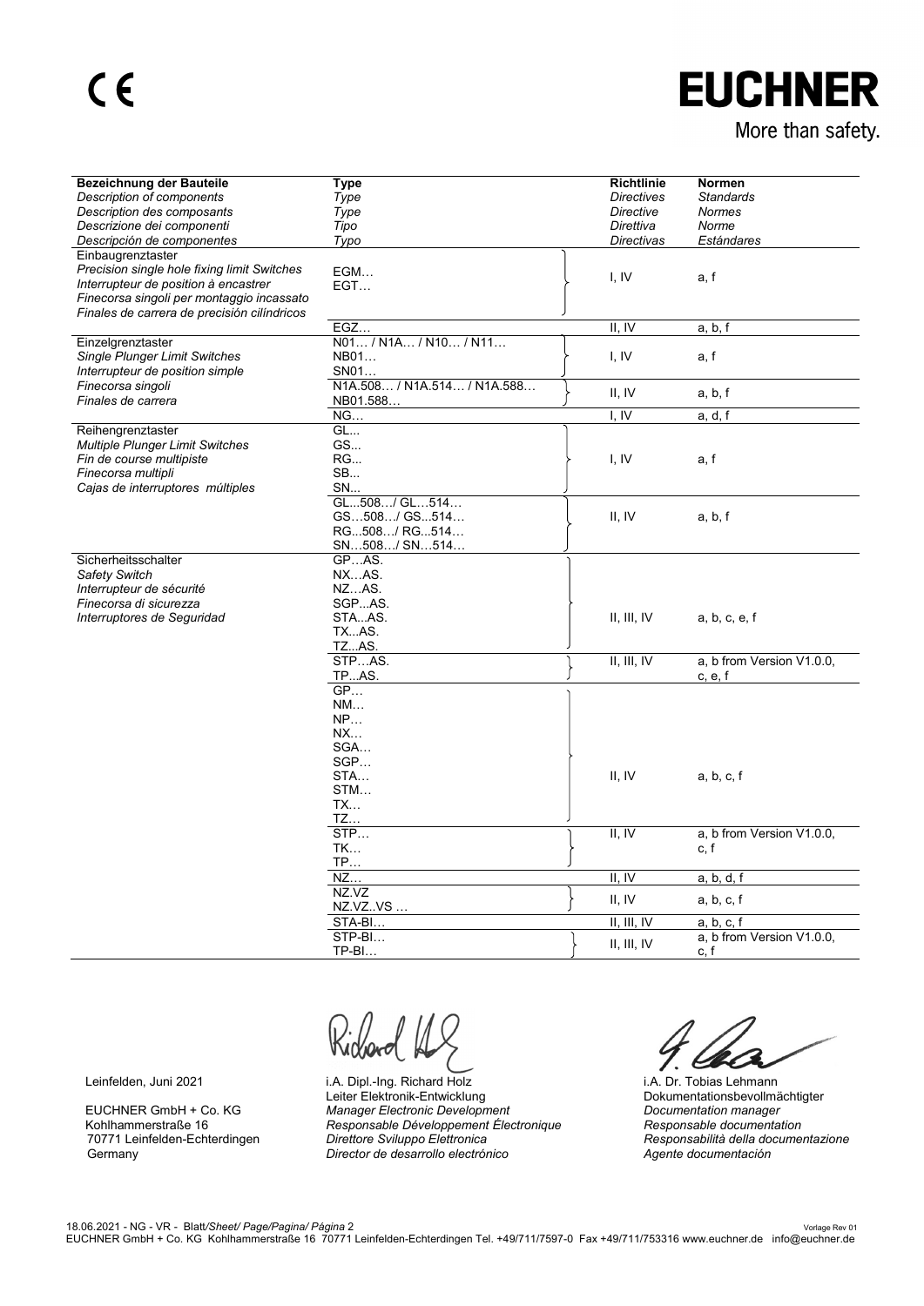CE

**EUCHNER**

More than safety.

| **Bezeichnung der Bauteile**<br>*Description of components*<br>*Description des composants*<br>*Descrizione dei componenti*<br>*Descripción de componentes* | **Type**<br>*Type*<br>*Type*<br>*Tipo*<br>*Typo* | **Richtlinie**<br>*Directives*<br>*Directive*<br>*Direttiva*<br>*Directivas* | **Normen**<br>*Standards*<br>*Normes*<br>*Norme*<br>*Estándares* |
|---|---|---|---|
| Einbaugrenztaster<br>*Precision single hole fixing limit Switches*<br>*Interrupteur de position à encastrer*<br>*Finecorsa singoli per montaggio incassato*<br>*Finales de carrera de precisión cilíndricos* | EGM…<br>EGT… | I, IV | a, f |
| | EGZ… | II, IV | a, b, f |
| Einzelgrenztaster<br>*Single Plunger Limit Switches*<br>*Interrupteur de position simple*<br>*Finecorsa singoli*<br>*Finales de carrera* | N01… / N1A… / N10… / N11…<br>NB01…<br>SN01… | I, IV | a, f |
| | N1A.508… / N1A.514… / N1A.588…<br>NB01.588… | II, IV | a, b, f |
| | NG… | I, IV | a, d, f |
| Reihengrenztaster<br>*Multiple Plunger Limit Switches*<br>*Fin de course multipiste*<br>*Finecorsa multipli*<br>*Cajas de interruptores múltiples* | GL...<br>GS...<br>RG...<br>SB...<br>SN... | I, IV | a, f |
| | GL…508…/ GL…514…<br>GS…508…/ GS...514…<br>RG...508…/ RG...514…<br>SN…508…/ SN…514… | II, IV | a, b, f |
| Sicherheitsschalter<br>*Safety Switch*<br>*Interrupteur de sécurité*<br>*Finecorsa di sicurezza*<br>*Interruptores de Seguridad* | GP…AS.<br>NX…AS.<br>NZ…AS.<br>SGP...AS.<br>STA...AS.<br>TX...AS.<br>TZ...AS. | II, III, IV | a, b, c, e, f |
| | STP…AS.<br>TP...AS. | II, III, IV | a, b from Version V1.0.0, c, e, f |
| | GP…<br>NM…<br>NP…<br>NX…<br>SGA…<br>SGP…<br>STA…<br>STM…<br>TX…<br>TZ… | II, IV | a, b, c, f |
| | STP…<br>TK…<br>TP… | II, IV | a, b from Version V1.0.0, c, f |
| | NZ… | II, IV | a, b, d, f |
| | NZ.VZ<br>NZ.VZ..VS … | II, IV | a, b, c, f |
| | STA-BI… | II, III, IV | a, b, c, f |
| | STP-BI…<br>TP-BI… | II, III, IV | a, b from Version V1.0.0, c, f |

Leinfelden, Juni 2021

EUCHNER GmbH + Co. KG
Kohlhammerstraße 16
70771 Leinfelden-Echterdingen
Germany

i.A. Dipl.-Ing. Richard Holz
Leiter Elektronik-Entwicklung
*Manager Electronic Development*
*Responsable Développement Électronique*
*Direttore Sviluppo Elettronica*
*Director de desarrollo electrónico*

i.A. Dr. Tobias Lehmann
Dokumentationsbevollmächtigter
*Documentation manager*
*Responsable documentation*
*Responsabilità della documentazione*
*Agente documentación*

18.06.2021 - NG - VR - Blatt/*Sheet/ Page/Pagina/ Página* 2 Vorlage Rev 01
EUCHNER GmbH + Co. KG Kohlhammerstraße 16 70771 Leinfelden-Echterdingen Tel. +49/711/7597-0 Fax +49/711/753316 www.euchner.de info@euchner.de